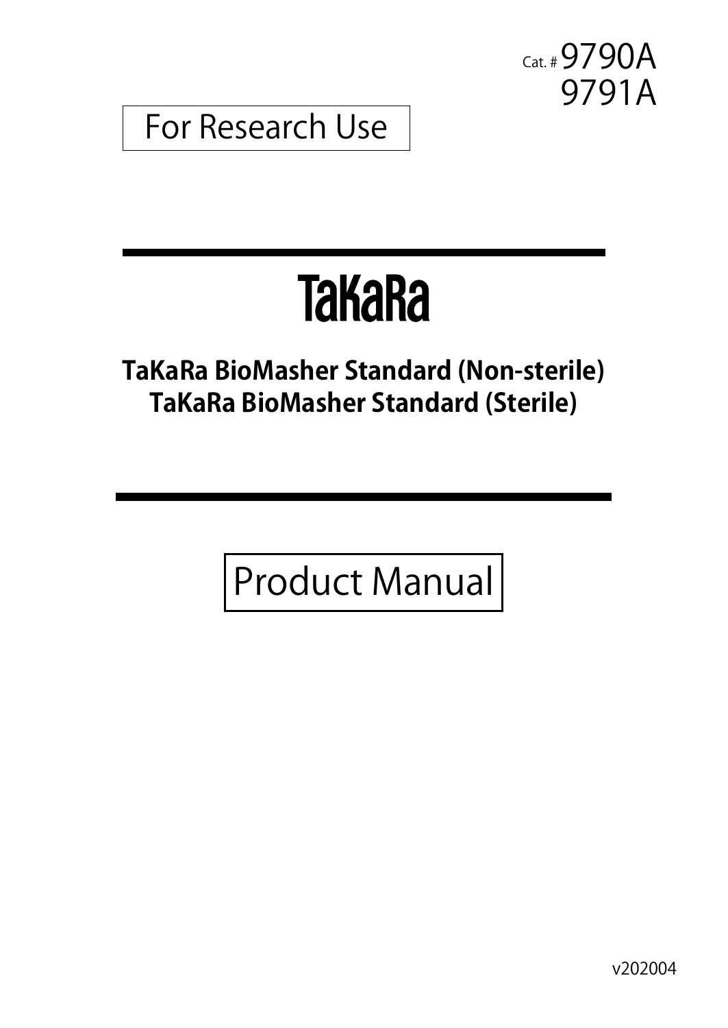Cat. # 9790A
9791A

For Research Use

# TaKaRa

**TaKaRa BioMasher Standard (Non-sterile)**
**TaKaRa BioMasher Standard (Sterile)**

Product Manual

v202004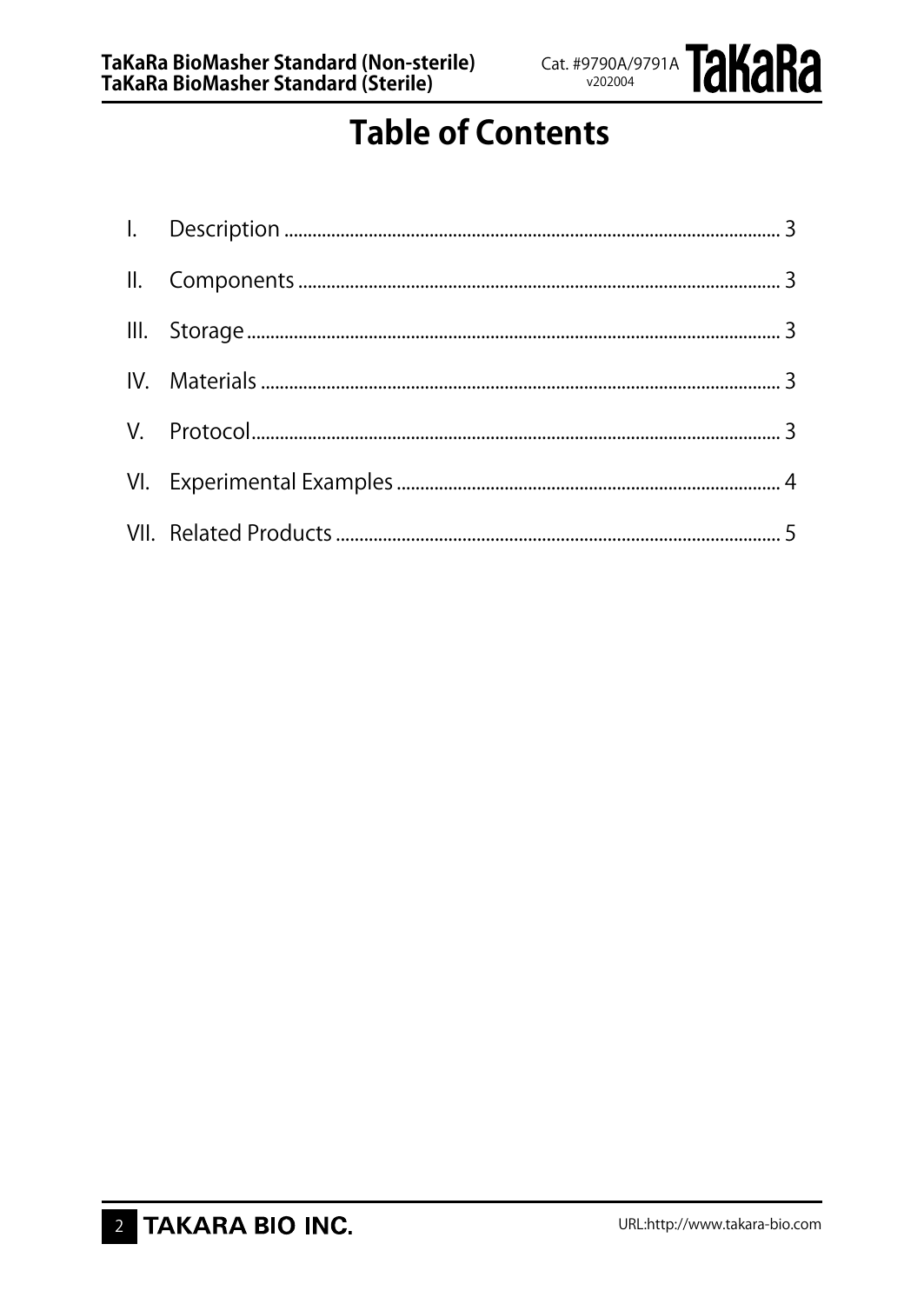# Table of Contents

I. Description ........................................................................................................ 3

II. Components ..................................................................................................... 3

III. Storage .............................................................................................................. 3

IV. Materials ............................................................................................................ 3

V. Protocol .............................................................................................................. 3

VI. Experimental Examples ................................................................................ 4

VII. Related Products ............................................................................................. 5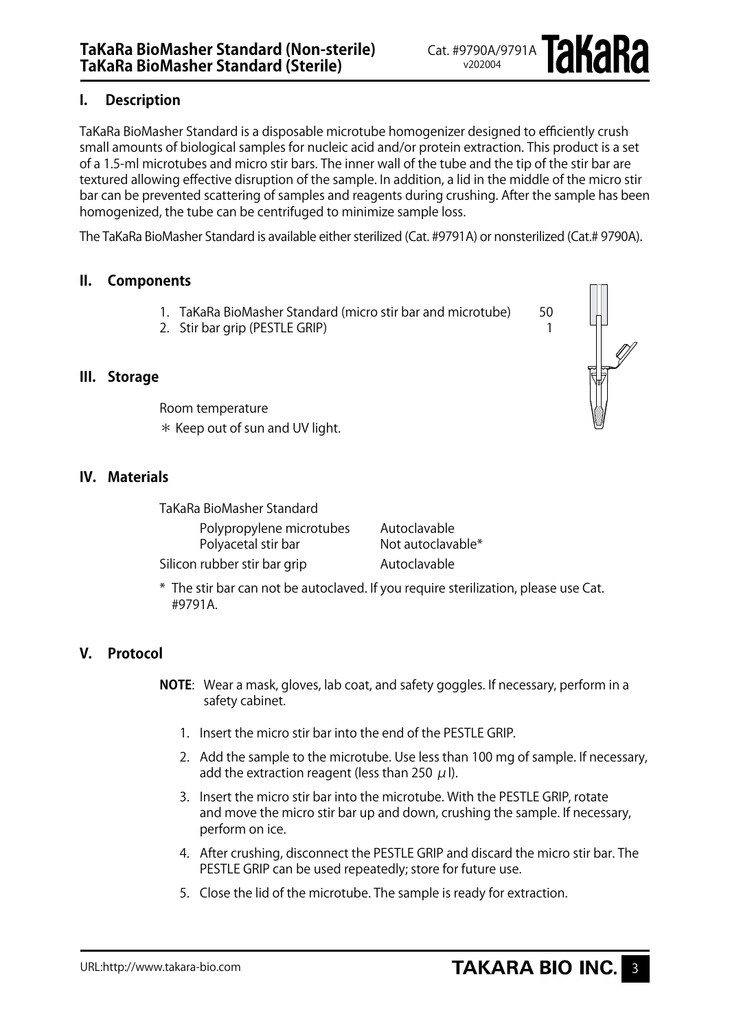# TaKaRa BioMasher Standard (Non-sterile)
# TaKaRa BioMasher Standard (Sterile)

Cat. #9790A/9791A
v202004

## I. Description

TaKaRa BioMasher Standard is a disposable microtube homogenizer designed to efficiently crush small amounts of biological samples for nucleic acid and/or protein extraction. This product is a set of a 1.5-ml microtubes and micro stir bars. The inner wall of the tube and the tip of the stir bar are textured allowing effective disruption of the sample. In addition, a lid in the middle of the micro stir bar can be prevented scattering of samples and reagents during crushing. After the sample has been homogenized, the tube can be centrifuged to minimize sample loss.

The TaKaRa BioMasher Standard is available either sterilized (Cat. #9791A) or nonsterilized (Cat.# 9790A).

## II. Components

| | |
|---|---|
| 1. TaKaRa BioMasher Standard (micro stir bar and microtube) | 50 |
| 2. Stir bar grip (PESTLE GRIP) | 1 |

## III. Storage

Room temperature

* Keep out of sun and UV light.

## IV. Materials

| | |
|---|---|
| TaKaRa BioMasher Standard | |
| Polypropylene microtubes | Autoclavable |
| Polyacetal stir bar | Not autoclavable* |
| Silicon rubber stir bar grip | Autoclavable |

* The stir bar can not be autoclaved. If you require sterilization, please use Cat. #9791A.

## V. Protocol

**NOTE**: Wear a mask, gloves, lab coat, and safety goggles. If necessary, perform in a safety cabinet.

1. Insert the micro stir bar into the end of the PESTLE GRIP.
2. Add the sample to the microtube. Use less than 100 mg of sample. If necessary, add the extraction reagent (less than 250 $\mu$l).
3. Insert the micro stir bar into the microtube. With the PESTLE GRIP, rotate and move the micro stir bar up and down, crushing the sample. If necessary, perform on ice.
4. After crushing, disconnect the PESTLE GRIP and discard the micro stir bar. The PESTLE GRIP can be used repeatedly; store for future use.
5. Close the lid of the microtube. The sample is ready for extraction.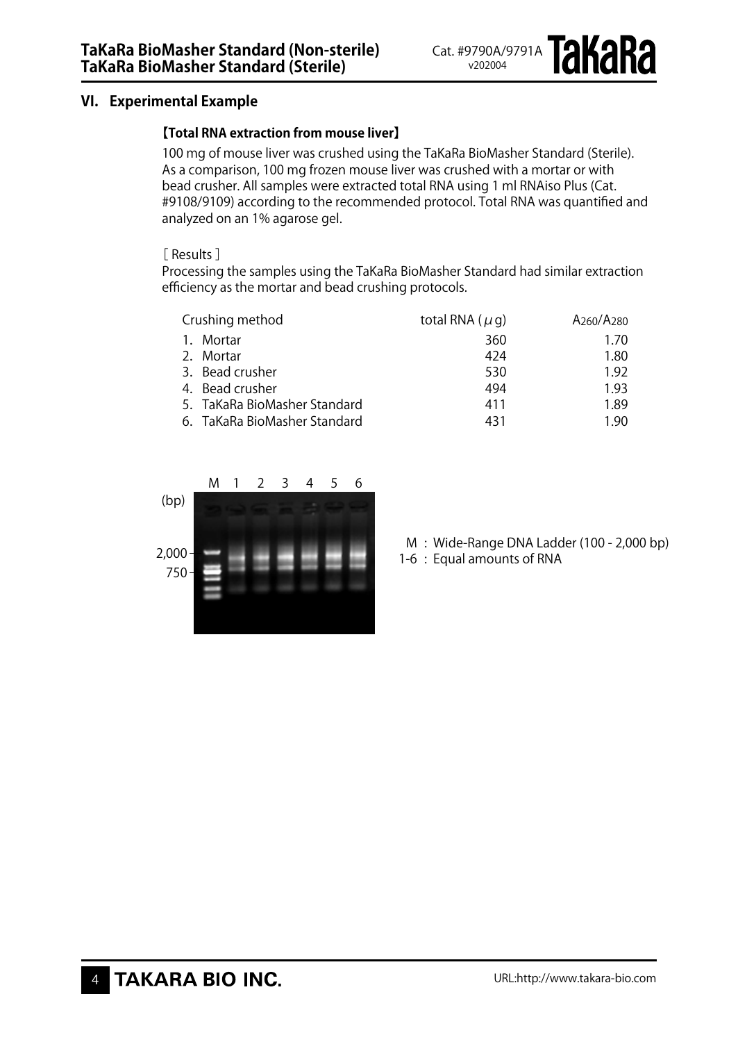## VI. Experimental Example

### 【Total RNA extraction from mouse liver】

100 mg of mouse liver was crushed using the TaKaRa BioMasher Standard (Sterile). As a comparison, 100 mg frozen mouse liver was crushed with a mortar or with bead crusher. All samples were extracted total RNA using 1 ml RNAiso Plus (Cat. #9108/9109) according to the recommended protocol. Total RNA was quantified and analyzed on an 1% agarose gel.

[ Results ]

Processing the samples using the TaKaRa BioMasher Standard had similar extraction efficiency as the mortar and bead crushing protocols.

| Crushing method | total RNA ($\mu$g) | $A_{260}/A_{280}$ |
|---|---|---|
| 1. Mortar | 360 | 1.70 |
| 2. Mortar | 424 | 1.80 |
| 3. Bead crusher | 530 | 1.92 |
| 4. Bead crusher | 494 | 1.93 |
| 5. TaKaRa BioMasher Standard | 411 | 1.89 |
| 6. TaKaRa BioMasher Standard | 431 | 1.90 |

M : Wide-Range DNA Ladder (100 - 2,000 bp)
1-6 : Equal amounts of RNA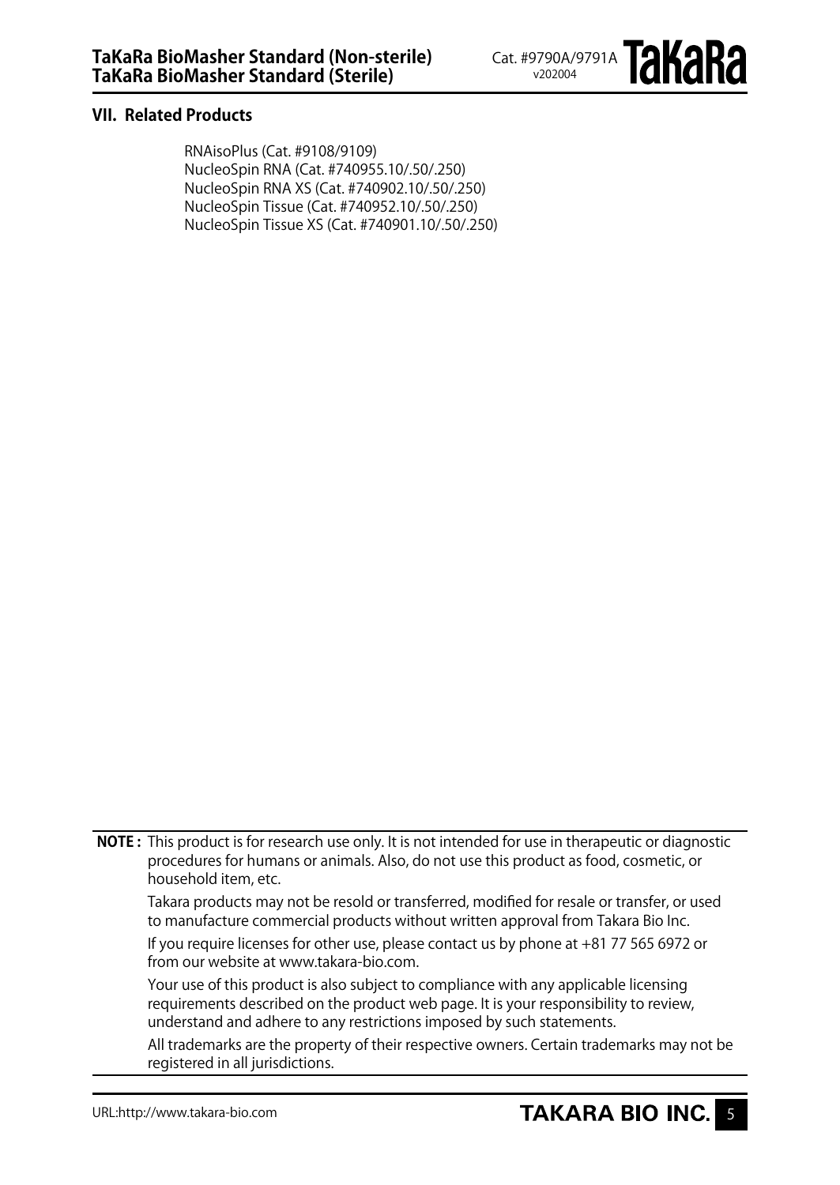## VII. Related Products

RNAisoPlus (Cat. #9108/9109)
NucleoSpin RNA (Cat. #740955.10/.50/.250)
NucleoSpin RNA XS (Cat. #740902.10/.50/.250)
NucleoSpin Tissue (Cat. #740952.10/.50/.250)
NucleoSpin Tissue XS (Cat. #740901.10/.50/.250)

**NOTE :** This product is for research use only. It is not intended for use in therapeutic or diagnostic procedures for humans or animals. Also, do not use this product as food, cosmetic, or household item, etc.

Takara products may not be resold or transferred, modified for resale or transfer, or used to manufacture commercial products without written approval from Takara Bio Inc.

If you require licenses for other use, please contact us by phone at +81 77 565 6972 or from our website at www.takara-bio.com.

Your use of this product is also subject to compliance with any applicable licensing requirements described on the product web page. It is your responsibility to review, understand and adhere to any restrictions imposed by such statements.

All trademarks are the property of their respective owners. Certain trademarks may not be registered in all jurisdictions.